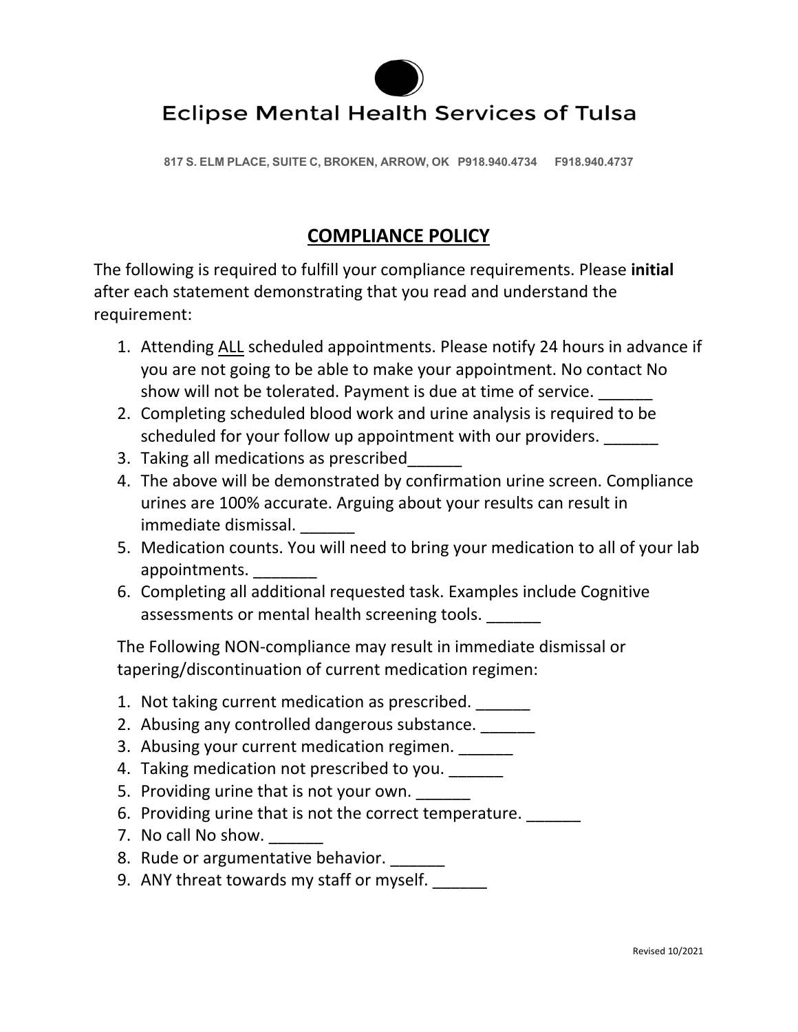# Eclipse Mental Health Services of Tulsa

817 S. ELM PLACE, SUITE C, BROKEN, ARROW, OK P918.940.4734 F918.940.4737

## COMPLIANCE POLICY

The following is required to fulfill your compliance requirements. Please **initial** after each statement demonstrating that you read and understand the requirement:

1. Attending ALL scheduled appointments. Please notify 24 hours in advance if you are not going to be able to make your appointment. No contact No show will not be tolerated. Payment is due at time of service. ______
2. Completing scheduled blood work and urine analysis is required to be scheduled for your follow up appointment with our providers. ______
3. Taking all medications as prescribed______
4. The above will be demonstrated by confirmation urine screen. Compliance urines are 100% accurate. Arguing about your results can result in immediate dismissal. ______
5. Medication counts. You will need to bring your medication to all of your lab appointments. _______
6. Completing all additional requested task. Examples include Cognitive assessments or mental health screening tools. ______

The Following NON-compliance may result in immediate dismissal or tapering/discontinuation of current medication regimen:

1. Not taking current medication as prescribed. ______
2. Abusing any controlled dangerous substance. ______
3. Abusing your current medication regimen. ______
4. Taking medication not prescribed to you. ______
5. Providing urine that is not your own. ______
6. Providing urine that is not the correct temperature. ______
7. No call No show. ______
8. Rude or argumentative behavior. ______
9. ANY threat towards my staff or myself. ______

Revised 10/2021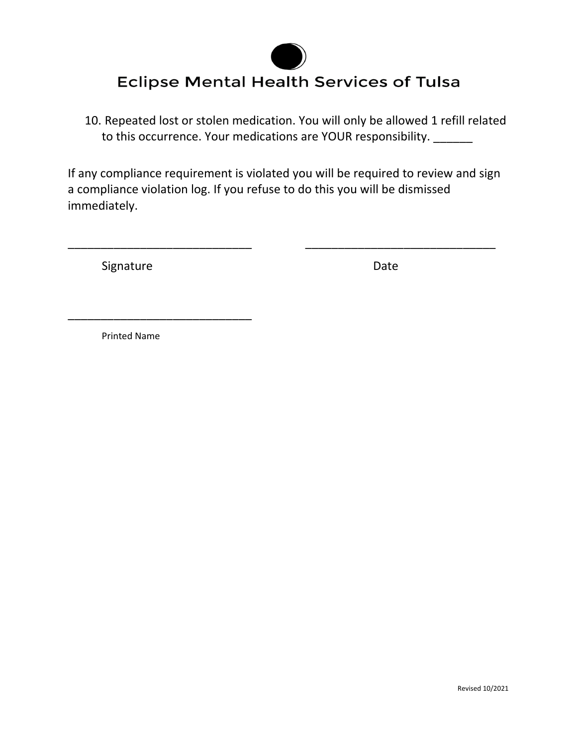# Eclipse Mental Health Services of Tulsa

10. Repeated lost or stolen medication. You will only be allowed 1 refill related to this occurrence. Your medications are YOUR responsibility. ______

If any compliance requirement is violated you will be required to review and sign a compliance violation log. If you refuse to do this you will be dismissed immediately.

_____________________________ _____________________________

Signature Date

_____________________________

Printed Name

Revised 10/2021